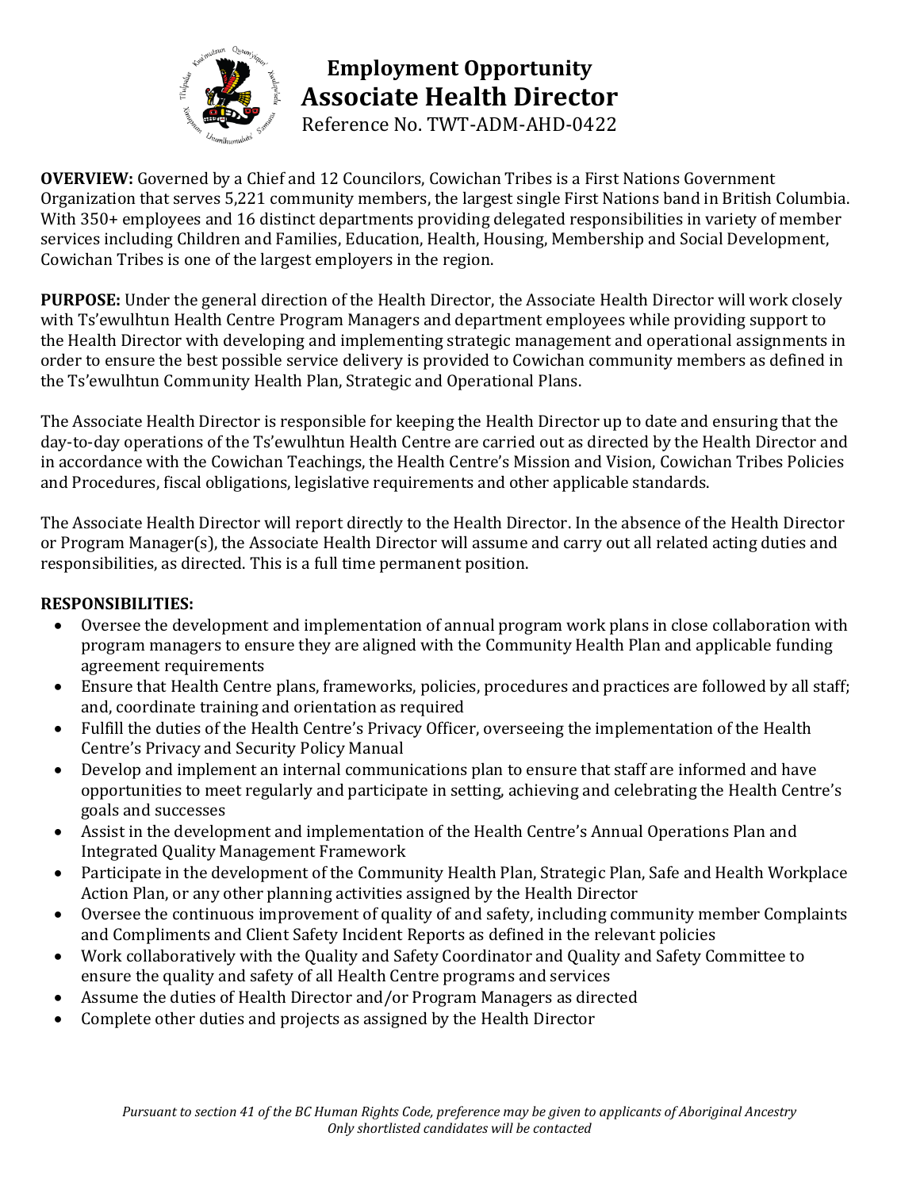# Employment Opportunity
# Associate Health Director

Reference No. TWT-ADM-AHD-0422

**OVERVIEW:** Governed by a Chief and 12 Councilors, Cowichan Tribes is a First Nations Government Organization that serves 5,221 community members, the largest single First Nations band in British Columbia. With 350+ employees and 16 distinct departments providing delegated responsibilities in variety of member services including Children and Families, Education, Health, Housing, Membership and Social Development, Cowichan Tribes is one of the largest employers in the region.

**PURPOSE:** Under the general direction of the Health Director, the Associate Health Director will work closely with Ts'ewulhtun Health Centre Program Managers and department employees while providing support to the Health Director with developing and implementing strategic management and operational assignments in order to ensure the best possible service delivery is provided to Cowichan community members as defined in the Ts'ewulhtun Community Health Plan, Strategic and Operational Plans.

The Associate Health Director is responsible for keeping the Health Director up to date and ensuring that the day-to-day operations of the Ts'ewulhtun Health Centre are carried out as directed by the Health Director and in accordance with the Cowichan Teachings, the Health Centre's Mission and Vision, Cowichan Tribes Policies and Procedures, fiscal obligations, legislative requirements and other applicable standards.

The Associate Health Director will report directly to the Health Director. In the absence of the Health Director or Program Manager(s), the Associate Health Director will assume and carry out all related acting duties and responsibilities, as directed. This is a full time permanent position.

**RESPONSIBILITIES:**

- Oversee the development and implementation of annual program work plans in close collaboration with program managers to ensure they are aligned with the Community Health Plan and applicable funding agreement requirements
- Ensure that Health Centre plans, frameworks, policies, procedures and practices are followed by all staff; and, coordinate training and orientation as required
- Fulfill the duties of the Health Centre's Privacy Officer, overseeing the implementation of the Health Centre's Privacy and Security Policy Manual
- Develop and implement an internal communications plan to ensure that staff are informed and have opportunities to meet regularly and participate in setting, achieving and celebrating the Health Centre's goals and successes
- Assist in the development and implementation of the Health Centre's Annual Operations Plan and Integrated Quality Management Framework
- Participate in the development of the Community Health Plan, Strategic Plan, Safe and Health Workplace Action Plan, or any other planning activities assigned by the Health Director
- Oversee the continuous improvement of quality of and safety, including community member Complaints and Compliments and Client Safety Incident Reports as defined in the relevant policies
- Work collaboratively with the Quality and Safety Coordinator and Quality and Safety Committee to ensure the quality and safety of all Health Centre programs and services
- Assume the duties of Health Director and/or Program Managers as directed
- Complete other duties and projects as assigned by the Health Director

*Pursuant to section 41 of the BC Human Rights Code, preference may be given to applicants of Aboriginal Ancestry*
*Only shortlisted candidates will be contacted*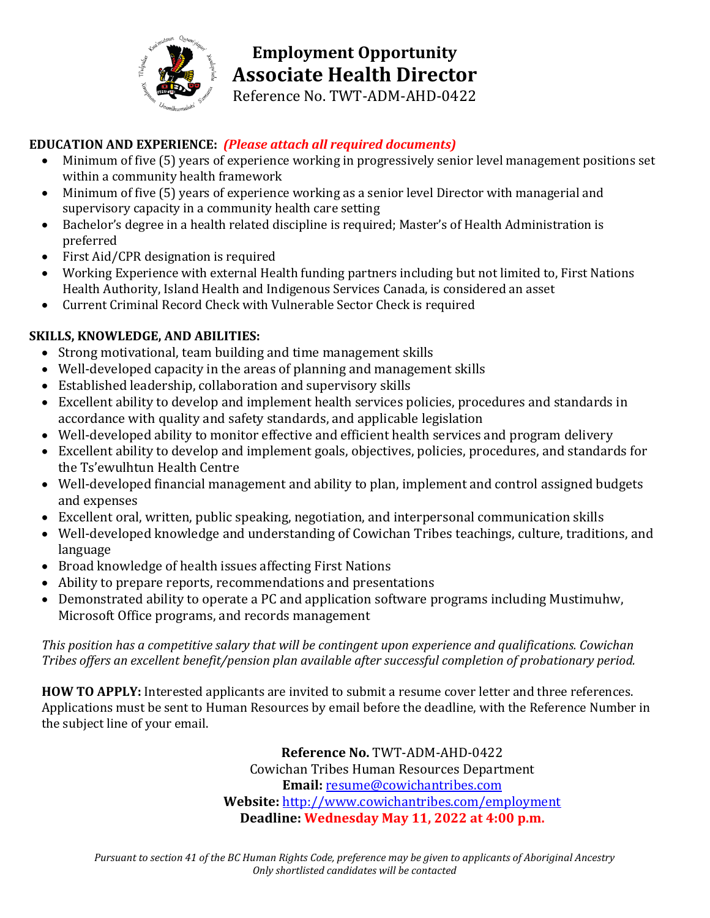# Employment Opportunity
# Associate Health Director

Reference No. TWT-ADM-AHD-0422

**EDUCATION AND EXPERIENCE:** ***(Please attach all required documents)***

- Minimum of five (5) years of experience working in progressively senior level management positions set within a community health framework
- Minimum of five (5) years of experience working as a senior level Director with managerial and supervisory capacity in a community health care setting
- Bachelor's degree in a health related discipline is required; Master's of Health Administration is preferred
- First Aid/CPR designation is required
- Working Experience with external Health funding partners including but not limited to, First Nations Health Authority, Island Health and Indigenous Services Canada, is considered an asset
- Current Criminal Record Check with Vulnerable Sector Check is required

**SKILLS, KNOWLEDGE, AND ABILITIES:**

- Strong motivational, team building and time management skills
- Well-developed capacity in the areas of planning and management skills
- Established leadership, collaboration and supervisory skills
- Excellent ability to develop and implement health services policies, procedures and standards in accordance with quality and safety standards, and applicable legislation
- Well-developed ability to monitor effective and efficient health services and program delivery
- Excellent ability to develop and implement goals, objectives, policies, procedures, and standards for the Ts'ewulhtun Health Centre
- Well-developed financial management and ability to plan, implement and control assigned budgets and expenses
- Excellent oral, written, public speaking, negotiation, and interpersonal communication skills
- Well-developed knowledge and understanding of Cowichan Tribes teachings, culture, traditions, and language
- Broad knowledge of health issues affecting First Nations
- Ability to prepare reports, recommendations and presentations
- Demonstrated ability to operate a PC and application software programs including Mustimuhw, Microsoft Office programs, and records management

*This position has a competitive salary that will be contingent upon experience and qualifications. Cowichan Tribes offers an excellent benefit/pension plan available after successful completion of probationary period.*

**HOW TO APPLY:** Interested applicants are invited to submit a resume cover letter and three references. Applications must be sent to Human Resources by email before the deadline, with the Reference Number in the subject line of your email.

**Reference No.** TWT-ADM-AHD-0422
Cowichan Tribes Human Resources Department
**Email:** resume@cowichantribes.com
**Website:** http://www.cowichantribes.com/employment
**Deadline: Wednesday May 11, 2022 at 4:00 p.m.**

*Pursuant to section 41 of the BC Human Rights Code, preference may be given to applicants of Aboriginal Ancestry*
*Only shortlisted candidates will be contacted*